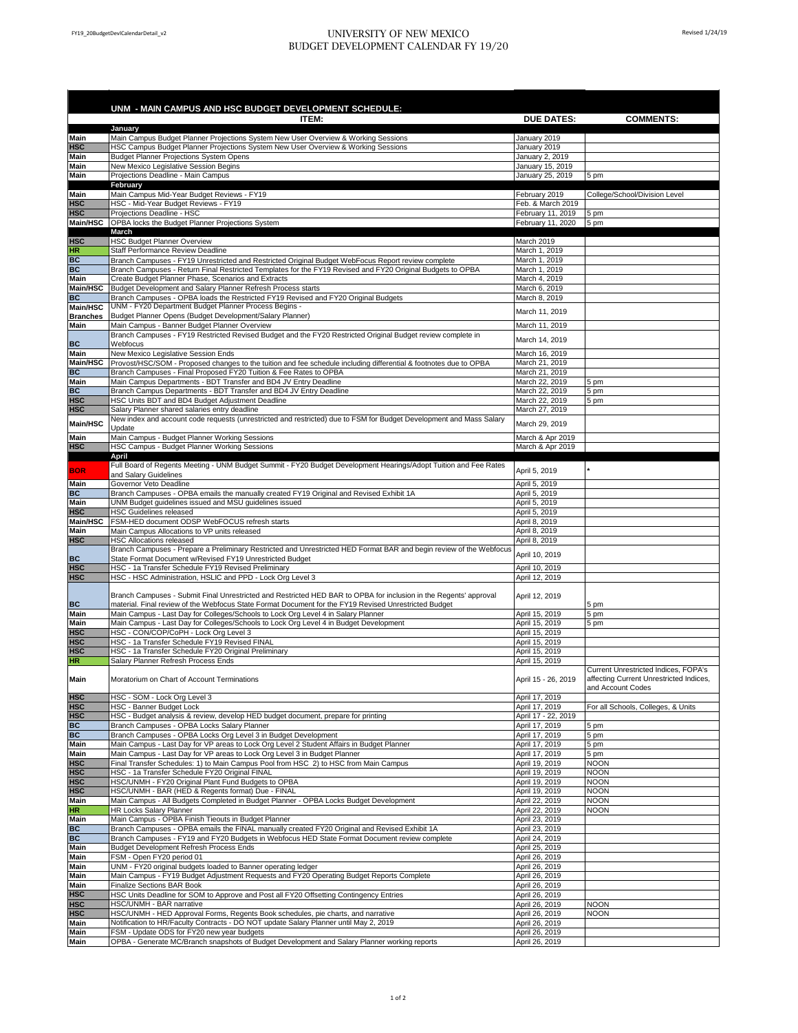# UNIVERSITY OF NEW MEXICO
## BUDGET DEVELOPMENT CALENDAR FY 19/20

| | UNM - MAIN CAMPUS AND HSC BUDGET DEVELOPMENT SCHEDULE: ITEM: | DUE DATES: | COMMENTS: |
|---|---|---|---|
| | **January** | | |
| Main | Main Campus Budget Planner Projections System New User Overview & Working Sessions | January 2019 | |
| HSC | HSC Campus Budget Planner Projections System New User Overview & Working Sessions | January 2019 | |
| Main | Budget Planner Projections System Opens | January 2, 2019 | |
| Main | New Mexico Legislative Session Begins | January 15, 2019 | |
| Main | Projections Deadline - Main Campus | January 25, 2019 | 5 pm |
| | **February** | | |
| Main | Main Campus Mid-Year Budget Reviews - FY19 | February 2019 | College/School/Division Level |
| HSC | HSC - Mid-Year Budget Reviews - FY19 | Feb. & March 2019 | |
| HSC | Projections Deadline - HSC | February 11, 2019 | 5 pm |
| Main/HSC | OPBA locks the Budget Planner Projections System | February 11, 2020 | 5 pm |
| | **March** | | |
| HSC | HSC Budget Planner Overview | March 2019 | |
| HR | Staff Performance Review Deadline | March 1, 2019 | |
| BC | Branch Campuses - FY19 Unrestricted and Restricted Original Budget WebFocus Report review complete | March 1, 2019 | |
| BC | Branch Campuses - Return Final Restricted Templates for the FY19 Revised and FY20 Original Budgets to OPBA | March 1, 2019 | |
| Main | Create Budget Planner Phase, Scenarios and Extracts | March 4, 2019 | |
| Main/HSC | Budget Development and Salary Planner Refresh Process starts | March 6, 2019 | |
| BC | Branch Campuses - OPBA loads the Restricted FY19 Revised and FY20 Original Budgets | March 8, 2019 | |
| Main/HSC Branches | UNM - FY20 Department Budget Planner Process Begins - Budget Planner Opens (Budget Development/Salary Planner) | March 11, 2019 | |
| Main | Main Campus - Banner Budget Planner Overview | March 11, 2019 | |
| BC | Branch Campuses - FY19 Restricted Revised Budget and the FY20 Restricted Original Budget review complete in Webfocus | March 14, 2019 | |
| Main | New Mexico Legislative Session Ends | March 16, 2019 | |
| Main/HSC | Provost/HSC/SOM - Proposed changes to the tuition and fee schedule including differential & footnotes due to OPBA | March 21, 2019 | |
| BC | Branch Campuses - Final Proposed FY20 Tuition & Fee Rates to OPBA | March 21, 2019 | |
| Main | Main Campus Departments - BDT Transfer and BD4 JV Entry Deadline | March 22, 2019 | 5 pm |
| BC | Branch Campus Departments - BDT Transfer and BD4 JV Entry Deadline | March 22, 2019 | 5 pm |
| HSC | HSC Units BDT and BD4 Budget Adjustment Deadline | March 22, 2019 | 5 pm |
| HSC | Salary Planner shared salaries entry deadline | March 27, 2019 | |
| Main/HSC | New index and account code requests (unrestricted and restricted) due to FSM for Budget Development and Mass Salary Update | March 29, 2019 | |
| Main | Main Campus - Budget Planner Working Sessions | March & Apr 2019 | |
| HSC | HSC Campus - Budget Planner Working Sessions | March & Apr 2019 | |
| | **April** | | |
| BOR | Full Board of Regents Meeting - UNM Budget Summit - FY20 Budget Development Hearings/Adopt Tuition and Fee Rates and Salary Guidelines | April 5, 2019 | * |
| Main | Governor Veto Deadline | April 5, 2019 | |
| BC | Branch Campuses - OPBA emails the manually created FY19 Original and Revised Exhibit 1A | April 5, 2019 | |
| Main | UNM Budget guidelines issued and MSU guidelines issued | April 5, 2019 | |
| HSC | HSC Guidelines released | April 5, 2019 | |
| Main/HSC | FSM-HED document ODSP WebFOCUS refresh starts | April 8, 2019 | |
| Main | Main Campus Allocations to VP units released | April 8, 2019 | |
| HSC | HSC Allocations released | April 8, 2019 | |
| BC | Branch Campuses - Prepare a Preliminary Restricted and Unrestricted HED Format BAR and begin review of the Webfocus State Format Document w/Revised FY19 Unrestricted Budget | April 10, 2019 | |
| HSC | HSC - 1a Transfer Schedule FY19 Revised Preliminary | April 10, 2019 | |
| HSC | HSC - HSC Administration, HSLIC and PPD - Lock Org Level 3 | April 12, 2019 | |
| BC | Branch Campuses - Submit Final Unrestricted and Restricted HED BAR to OPBA for inclusion in the Regents' approval material. Final review of the Webfocus State Format Document for the FY19 Revised Unrestricted Budget | April 12, 2019 | 5 pm |
| Main | Main Campus - Last Day for Colleges/Schools to Lock Org Level 4 in Salary Planner | April 15, 2019 | 5 pm |
| Main | Main Campus - Last Day for Colleges/Schools to Lock Org Level 4 in Budget Development | April 15, 2019 | 5 pm |
| HSC | HSC - CON/COP/CoPH - Lock Org Level 3 | April 15, 2019 | |
| HSC | HSC - 1a Transfer Schedule FY19 Revised FINAL | April 15, 2019 | |
| HSC | HSC - 1a Transfer Schedule FY20 Original Preliminary | April 15, 2019 | |
| HR | Salary Planner Refresh Process Ends | April 15, 2019 | |
| Main | Moratorium on Chart of Account Terminations | April 15 - 26, 2019 | Current Unrestricted Indices, FOPA's affecting Current Unrestricted Indices, and Account Codes |
| HSC | HSC - SOM - Lock Org Level 3 | April 17, 2019 | |
| HSC | HSC - Banner Budget Lock | April 17, 2019 | For all Schools, Colleges, & Units |
| HSC | HSC - Budget analysis & review, develop HED budget document, prepare for printing | April 17 - 22, 2019 | |
| BC | Branch Campuses - OPBA Locks Salary Planner | April 17, 2019 | 5 pm |
| BC | Branch Campuses - OPBA Locks Org Level 3 in Budget Development | April 17, 2019 | 5 pm |
| Main | Main Campus - Last Day for VP areas to Lock Org Level 2 Student Affairs in Budget Planner | April 17, 2019 | 5 pm |
| Main | Main Campus - Last Day for VP areas to Lock Org Level 3 in Budget Planner | April 17, 2019 | 5 pm |
| HSC | Final Transfer Schedules: 1) to Main Campus Pool from HSC 2) to HSC from Main Campus | April 19, 2019 | NOON |
| HSC | HSC - 1a Transfer Schedule FY20 Original FINAL | April 19, 2019 | NOON |
| HSC | HSC/UNMH - FY20 Original Plant Fund Budgets to OPBA | April 19, 2019 | NOON |
| HSC | HSC/UNMH - BAR (HED & Regents format) Due - FINAL | April 19, 2019 | NOON |
| Main | Main Campus - All Budgets Completed in Budget Planner - OPBA Locks Budget Development | April 22, 2019 | NOON |
| HR | HR Locks Salary Planner | April 22, 2019 | NOON |
| Main | Main Campus - OPBA Finish Tieouts in Budget Planner | April 23, 2019 | |
| BC | Branch Campuses - OPBA emails the FINAL manually created FY20 Original and Revised Exhibit 1A | April 23, 2019 | |
| BC | Branch Campuses - FY19 and FY20 Budgets in Webfocus HED State Format Document review complete | April 24, 2019 | |
| Main | Budget Development Refresh Process Ends | April 25, 2019 | |
| Main | FSM - Open FY20 period 01 | April 26, 2019 | |
| Main | UNM - FY20 original budgets loaded to Banner operating ledger | April 26, 2019 | |
| Main | Main Campus - FY19 Budget Adjustment Requests and FY20 Operating Budget Reports Complete | April 26, 2019 | |
| Main | Finalize Sections BAR Book | April 26, 2019 | |
| HSC | HSC Units Deadline for SOM to Approve and Post all FY20 Offsetting Contingency Entries | April 26, 2019 | |
| HSC | HSC/UNMH - BAR narrative | April 26, 2019 | NOON |
| HSC | HSC/UNMH - HED Approval Forms, Regents Book schedules, pie charts, and narrative | April 26, 2019 | NOON |
| Main | Notification to HR/Faculty Contracts - DO NOT update Salary Planner until May 2, 2019 | April 26, 2019 | |
| Main | FSM - Update ODS for FY20 new year budgets | April 26, 2019 | |
| Main | OPBA - Generate MC/Branch snapshots of Budget Development and Salary Planner working reports | April 26, 2019 | |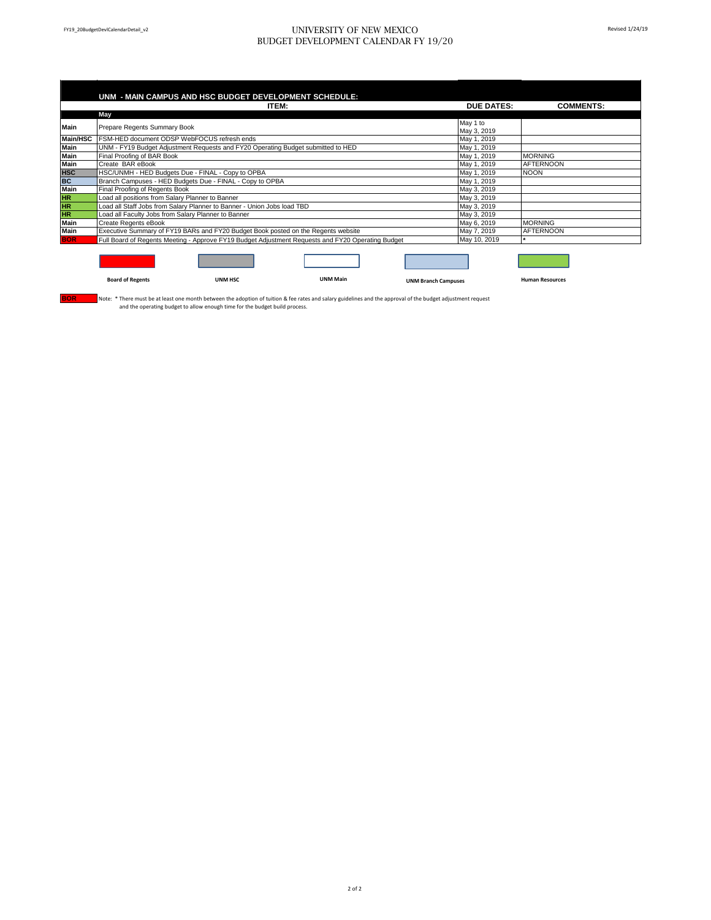# UNIVERSITY OF NEW MEXICO
## BUDGET DEVELOPMENT CALENDAR FY 19/20

| | UNM - MAIN CAMPUS AND HSC BUDGET DEVELOPMENT SCHEDULE: ITEM: | DUE DATES: | COMMENTS: |
|---|---|---|---|
| | **May** | | |
| Main | Prepare Regents Summary Book | May 1 to May 3, 2019 | |
| Main/HSC | FSM-HED document ODSP WebFOCUS refresh ends | May 1, 2019 | |
| Main | UNM - FY19 Budget Adjustment Requests and FY20 Operating Budget submitted to HED | May 1, 2019 | |
| Main | Final Proofing of BAR Book | May 1, 2019 | MORNING |
| Main | Create BAR eBook | May 1, 2019 | AFTERNOON |
| HSC | HSC/UNMH - HED Budgets Due - FINAL - Copy to OPBA | May 1, 2019 | NOON |
| BC | Branch Campuses - HED Budgets Due - FINAL - Copy to OPBA | May 1, 2019 | |
| Main | Final Proofing of Regents Book | May 3, 2019 | |
| HR | Load all positions from Salary Planner to Banner | May 3, 2019 | |
| HR | Load all Staff Jobs from Salary Planner to Banner - Union Jobs load TBD | May 3, 2019 | |
| HR | Load all Faculty Jobs from Salary Planner to Banner | May 3, 2019 | |
| Main | Create Regents eBook | May 6, 2019 | MORNING |
| Main | Executive Summary of FY19 BARs and FY20 Budget Book posted on the Regents website | May 7, 2019 | AFTERNOON |
| BOR | Full Board of Regents Meeting - Approve FY19 Budget Adjustment Requests and FY20 Operating Budget | May 10, 2019 | * |

Board of Regents | UNM HSC | UNM Main | UNM Branch Campuses | Human Resources

BOR Note: * There must be at least one month between the adoption of tuition & fee rates and salary guidelines and the approval of the budget adjustment request and the operating budget to allow enough time for the budget build process.